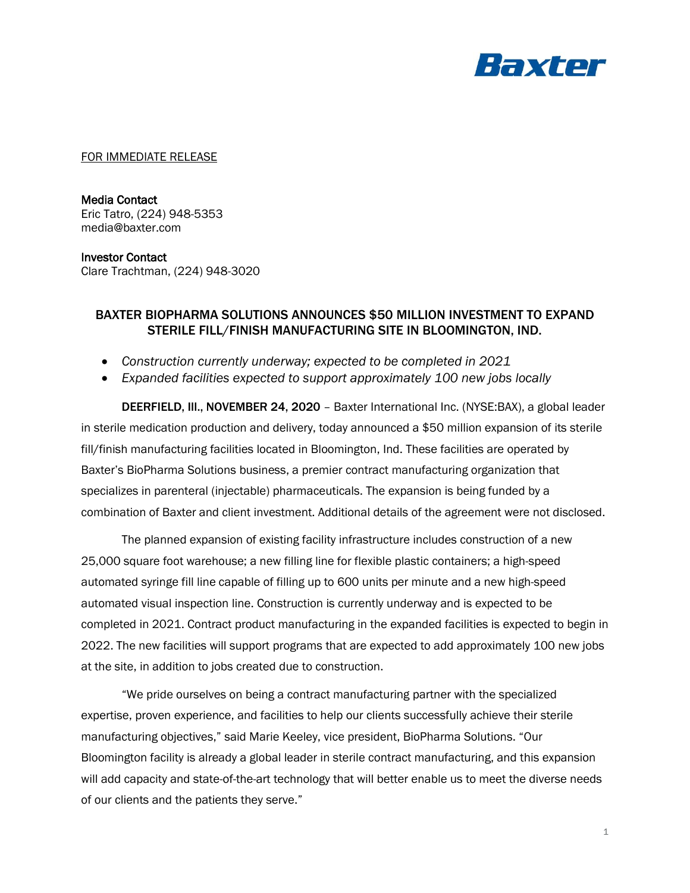Baxter

FOR IMMEDIATE RELEASE

**Media Contact**
Eric Tatro, (224) 948-5353
media@baxter.com

**Investor Contact**
Clare Trachtman, (224) 948-3020

## BAXTER BIOPHARMA SOLUTIONS ANNOUNCES $50 MILLION INVESTMENT TO EXPAND STERILE FILL/FINISH MANUFACTURING SITE IN BLOOMINGTON, IND.

- *Construction currently underway; expected to be completed in 2021*
- *Expanded facilities expected to support approximately 100 new jobs locally*

**DEERFIELD, Ill., NOVEMBER 24, 2020** – Baxter International Inc. (NYSE:BAX), a global leader in sterile medication production and delivery, today announced a $50 million expansion of its sterile fill/finish manufacturing facilities located in Bloomington, Ind. These facilities are operated by Baxter's BioPharma Solutions business, a premier contract manufacturing organization that specializes in parenteral (injectable) pharmaceuticals. The expansion is being funded by a combination of Baxter and client investment. Additional details of the agreement were not disclosed.

The planned expansion of existing facility infrastructure includes construction of a new 25,000 square foot warehouse; a new filling line for flexible plastic containers; a high-speed automated syringe fill line capable of filling up to 600 units per minute and a new high-speed automated visual inspection line. Construction is currently underway and is expected to be completed in 2021. Contract product manufacturing in the expanded facilities is expected to begin in 2022. The new facilities will support programs that are expected to add approximately 100 new jobs at the site, in addition to jobs created due to construction.

"We pride ourselves on being a contract manufacturing partner with the specialized expertise, proven experience, and facilities to help our clients successfully achieve their sterile manufacturing objectives," said Marie Keeley, vice president, BioPharma Solutions. "Our Bloomington facility is already a global leader in sterile contract manufacturing, and this expansion will add capacity and state-of-the-art technology that will better enable us to meet the diverse needs of our clients and the patients they serve."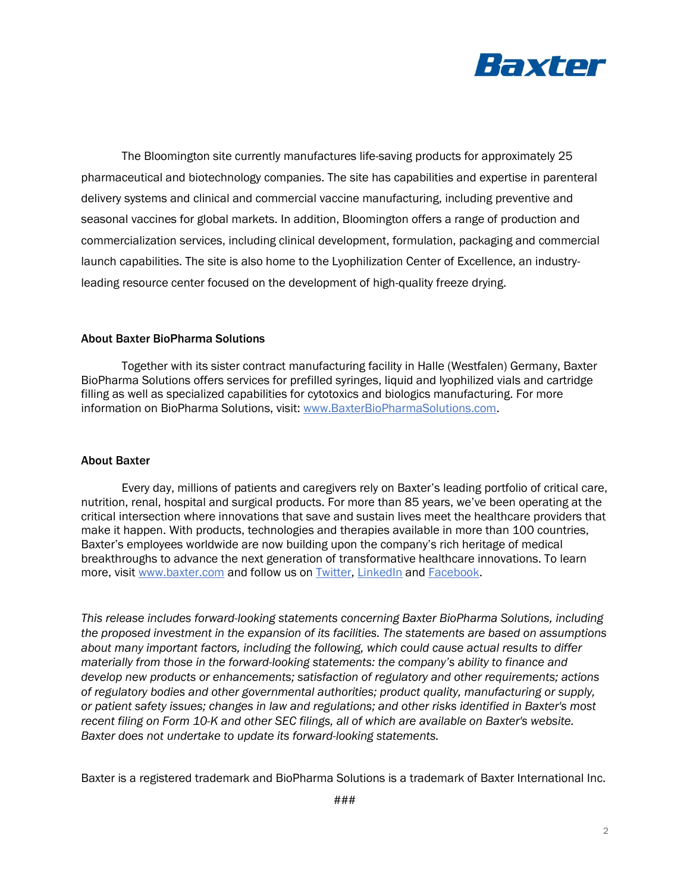The Bloomington site currently manufactures life-saving products for approximately 25 pharmaceutical and biotechnology companies. The site has capabilities and expertise in parenteral delivery systems and clinical and commercial vaccine manufacturing, including preventive and seasonal vaccines for global markets. In addition, Bloomington offers a range of production and commercialization services, including clinical development, formulation, packaging and commercial launch capabilities. The site is also home to the Lyophilization Center of Excellence, an industry-leading resource center focused on the development of high-quality freeze drying.

**About Baxter BioPharma Solutions**

Together with its sister contract manufacturing facility in Halle (Westfalen) Germany, Baxter BioPharma Solutions offers services for prefilled syringes, liquid and lyophilized vials and cartridge filling as well as specialized capabilities for cytotoxics and biologics manufacturing. For more information on BioPharma Solutions, visit: www.BaxterBioPharmaSolutions.com.

**About Baxter**

Every day, millions of patients and caregivers rely on Baxter's leading portfolio of critical care, nutrition, renal, hospital and surgical products. For more than 85 years, we've been operating at the critical intersection where innovations that save and sustain lives meet the healthcare providers that make it happen. With products, technologies and therapies available in more than 100 countries, Baxter's employees worldwide are now building upon the company's rich heritage of medical breakthroughs to advance the next generation of transformative healthcare innovations. To learn more, visit www.baxter.com and follow us on Twitter, LinkedIn and Facebook.

*This release includes forward-looking statements concerning Baxter BioPharma Solutions, including the proposed investment in the expansion of its facilities. The statements are based on assumptions about many important factors, including the following, which could cause actual results to differ materially from those in the forward-looking statements: the company's ability to finance and develop new products or enhancements; satisfaction of regulatory and other requirements; actions of regulatory bodies and other governmental authorities; product quality, manufacturing or supply, or patient safety issues; changes in law and regulations; and other risks identified in Baxter's most recent filing on Form 10-K and other SEC filings, all of which are available on Baxter's website. Baxter does not undertake to update its forward-looking statements.*

Baxter is a registered trademark and BioPharma Solutions is a trademark of Baxter International Inc.

###